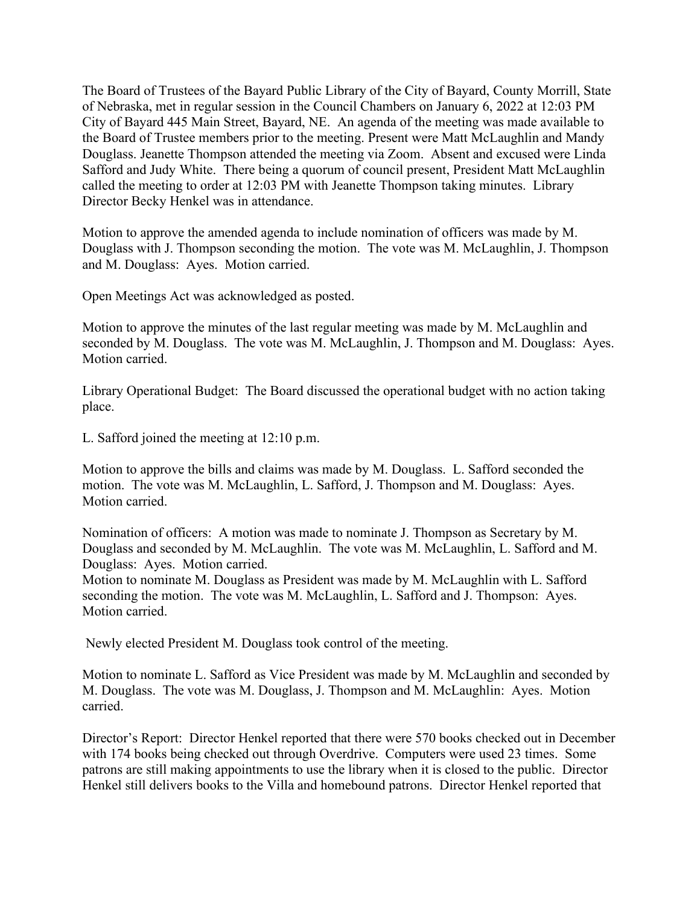The Board of Trustees of the Bayard Public Library of the City of Bayard, County Morrill, State of Nebraska, met in regular session in the Council Chambers on January 6, 2022 at 12:03 PM City of Bayard 445 Main Street, Bayard, NE. An agenda of the meeting was made available to the Board of Trustee members prior to the meeting. Present were Matt McLaughlin and Mandy Douglass. Jeanette Thompson attended the meeting via Zoom. Absent and excused were Linda Safford and Judy White. There being a quorum of council present, President Matt McLaughlin called the meeting to order at 12:03 PM with Jeanette Thompson taking minutes. Library Director Becky Henkel was in attendance.

Motion to approve the amended agenda to include nomination of officers was made by M. Douglass with J. Thompson seconding the motion. The vote was M. McLaughlin, J. Thompson and M. Douglass: Ayes. Motion carried.

Open Meetings Act was acknowledged as posted.

Motion to approve the minutes of the last regular meeting was made by M. McLaughlin and seconded by M. Douglass. The vote was M. McLaughlin, J. Thompson and M. Douglass: Ayes. Motion carried.

Library Operational Budget: The Board discussed the operational budget with no action taking place.

L. Safford joined the meeting at 12:10 p.m.

Motion to approve the bills and claims was made by M. Douglass. L. Safford seconded the motion. The vote was M. McLaughlin, L. Safford, J. Thompson and M. Douglass: Ayes. Motion carried.

Nomination of officers: A motion was made to nominate J. Thompson as Secretary by M. Douglass and seconded by M. McLaughlin. The vote was M. McLaughlin, L. Safford and M. Douglass: Ayes. Motion carried.
Motion to nominate M. Douglass as President was made by M. McLaughlin with L. Safford seconding the motion. The vote was M. McLaughlin, L. Safford and J. Thompson: Ayes. Motion carried.

Newly elected President M. Douglass took control of the meeting.

Motion to nominate L. Safford as Vice President was made by M. McLaughlin and seconded by M. Douglass. The vote was M. Douglass, J. Thompson and M. McLaughlin: Ayes. Motion carried.

Director's Report: Director Henkel reported that there were 570 books checked out in December with 174 books being checked out through Overdrive. Computers were used 23 times. Some patrons are still making appointments to use the library when it is closed to the public. Director Henkel still delivers books to the Villa and homebound patrons. Director Henkel reported that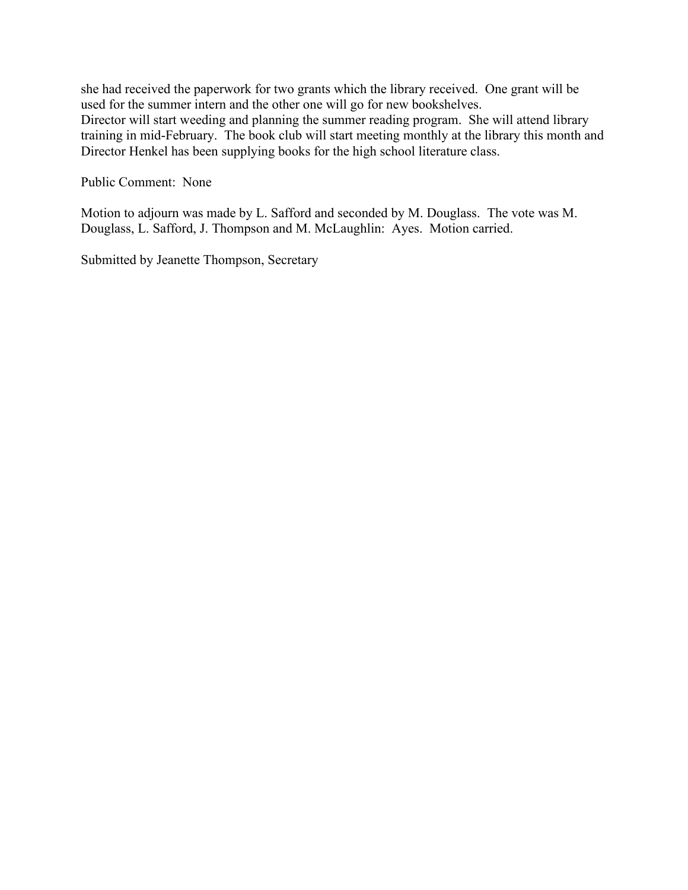she had received the paperwork for two grants which the library received. One grant will be used for the summer intern and the other one will go for new bookshelves.
Director will start weeding and planning the summer reading program. She will attend library training in mid-February. The book club will start meeting monthly at the library this month and Director Henkel has been supplying books for the high school literature class.

Public Comment: None

Motion to adjourn was made by L. Safford and seconded by M. Douglass. The vote was M. Douglass, L. Safford, J. Thompson and M. McLaughlin: Ayes. Motion carried.

Submitted by Jeanette Thompson, Secretary